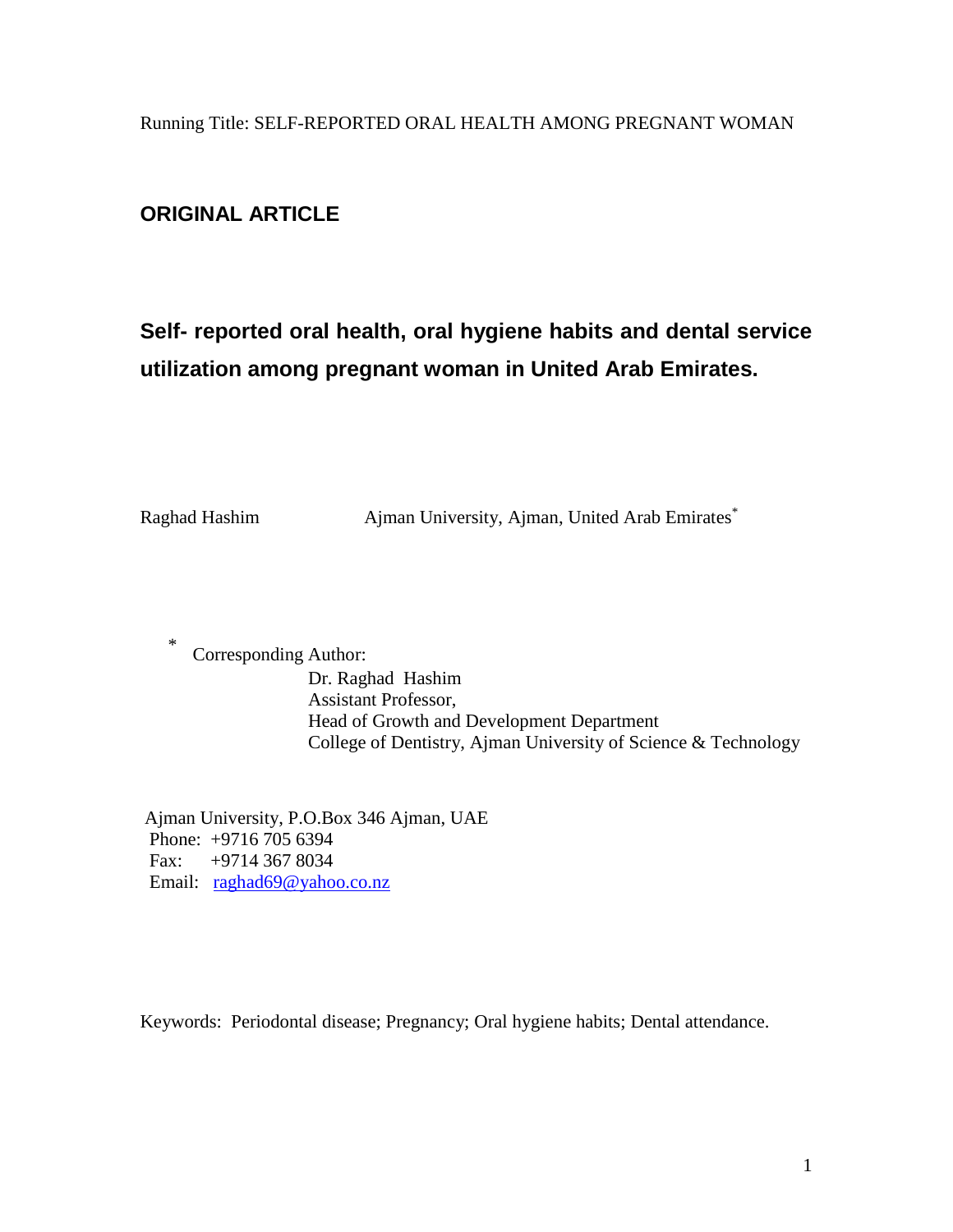Running Title: SELF-REPORTED ORAL HEALTH AMONG PREGNANT WOMAN

**ORIGINAL ARTICLE**

# Self- reported oral health, oral hygiene habits and dental service utilization among pregnant woman in United Arab Emirates.

Raghad Hashim Ajman University, Ajman, United Arab Emirates*

\* Corresponding Author:

Dr. Raghad Hashim
Assistant Professor,
Head of Growth and Development Department
College of Dentistry, Ajman University of Science & Technology

Ajman University, P.O.Box 346 Ajman, UAE
Phone: +9716 705 6394
Fax: +9714 367 8034
Email: raghad69@yahoo.co.nz

Keywords: Periodontal disease; Pregnancy; Oral hygiene habits; Dental attendance.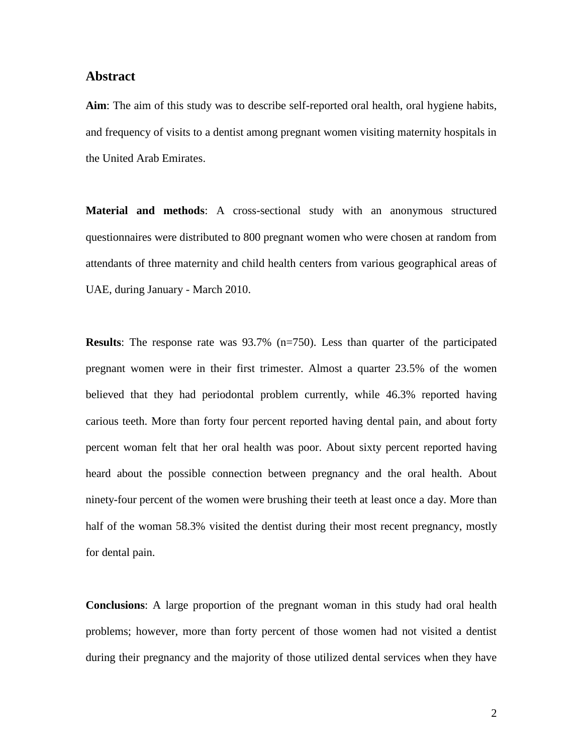## Abstract

**Aim**: The aim of this study was to describe self-reported oral health, oral hygiene habits, and frequency of visits to a dentist among pregnant women visiting maternity hospitals in the United Arab Emirates.

**Material and methods**: A cross-sectional study with an anonymous structured questionnaires were distributed to 800 pregnant women who were chosen at random from attendants of three maternity and child health centers from various geographical areas of UAE, during January - March 2010.

**Results**: The response rate was 93.7% (n=750). Less than quarter of the participated pregnant women were in their first trimester. Almost a quarter 23.5% of the women believed that they had periodontal problem currently, while 46.3% reported having carious teeth. More than forty four percent reported having dental pain, and about forty percent woman felt that her oral health was poor. About sixty percent reported having heard about the possible connection between pregnancy and the oral health. About ninety-four percent of the women were brushing their teeth at least once a day. More than half of the woman 58.3% visited the dentist during their most recent pregnancy, mostly for dental pain.

**Conclusions**: A large proportion of the pregnant woman in this study had oral health problems; however, more than forty percent of those women had not visited a dentist during their pregnancy and the majority of those utilized dental services when they have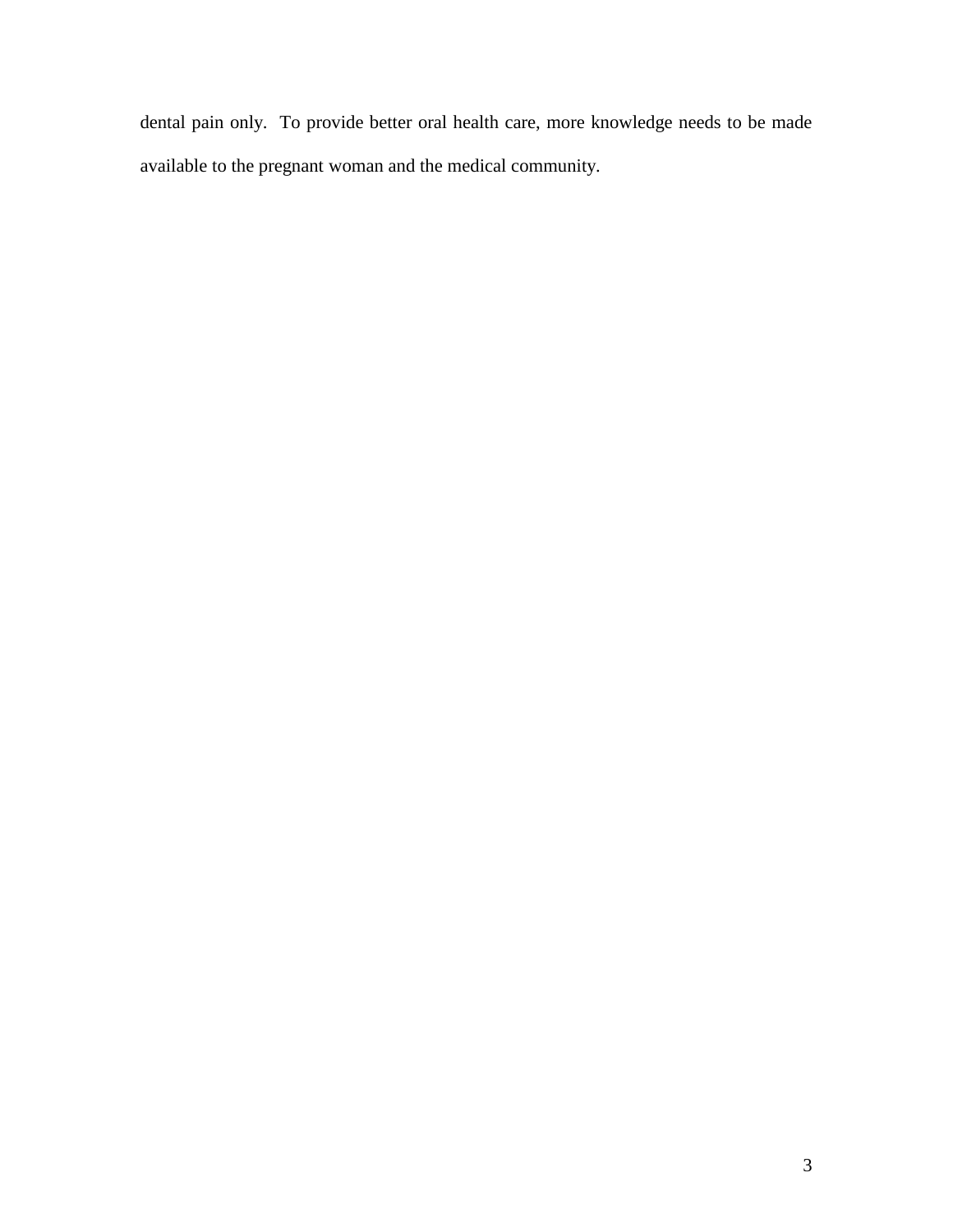dental pain only. To provide better oral health care, more knowledge needs to be made available to the pregnant woman and the medical community.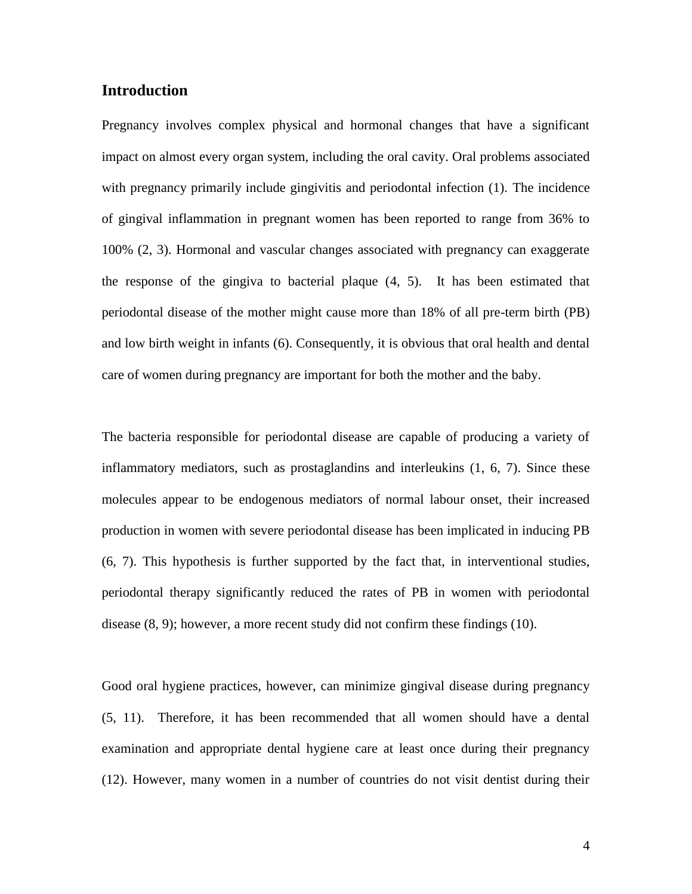## Introduction

Pregnancy involves complex physical and hormonal changes that have a significant impact on almost every organ system, including the oral cavity. Oral problems associated with pregnancy primarily include gingivitis and periodontal infection (1). The incidence of gingival inflammation in pregnant women has been reported to range from 36% to 100% (2, 3). Hormonal and vascular changes associated with pregnancy can exaggerate the response of the gingiva to bacterial plaque (4, 5). It has been estimated that periodontal disease of the mother might cause more than 18% of all pre-term birth (PB) and low birth weight in infants (6). Consequently, it is obvious that oral health and dental care of women during pregnancy are important for both the mother and the baby.

The bacteria responsible for periodontal disease are capable of producing a variety of inflammatory mediators, such as prostaglandins and interleukins (1, 6, 7). Since these molecules appear to be endogenous mediators of normal labour onset, their increased production in women with severe periodontal disease has been implicated in inducing PB (6, 7). This hypothesis is further supported by the fact that, in interventional studies, periodontal therapy significantly reduced the rates of PB in women with periodontal disease (8, 9); however, a more recent study did not confirm these findings (10).

Good oral hygiene practices, however, can minimize gingival disease during pregnancy (5, 11). Therefore, it has been recommended that all women should have a dental examination and appropriate dental hygiene care at least once during their pregnancy (12). However, many women in a number of countries do not visit dentist during their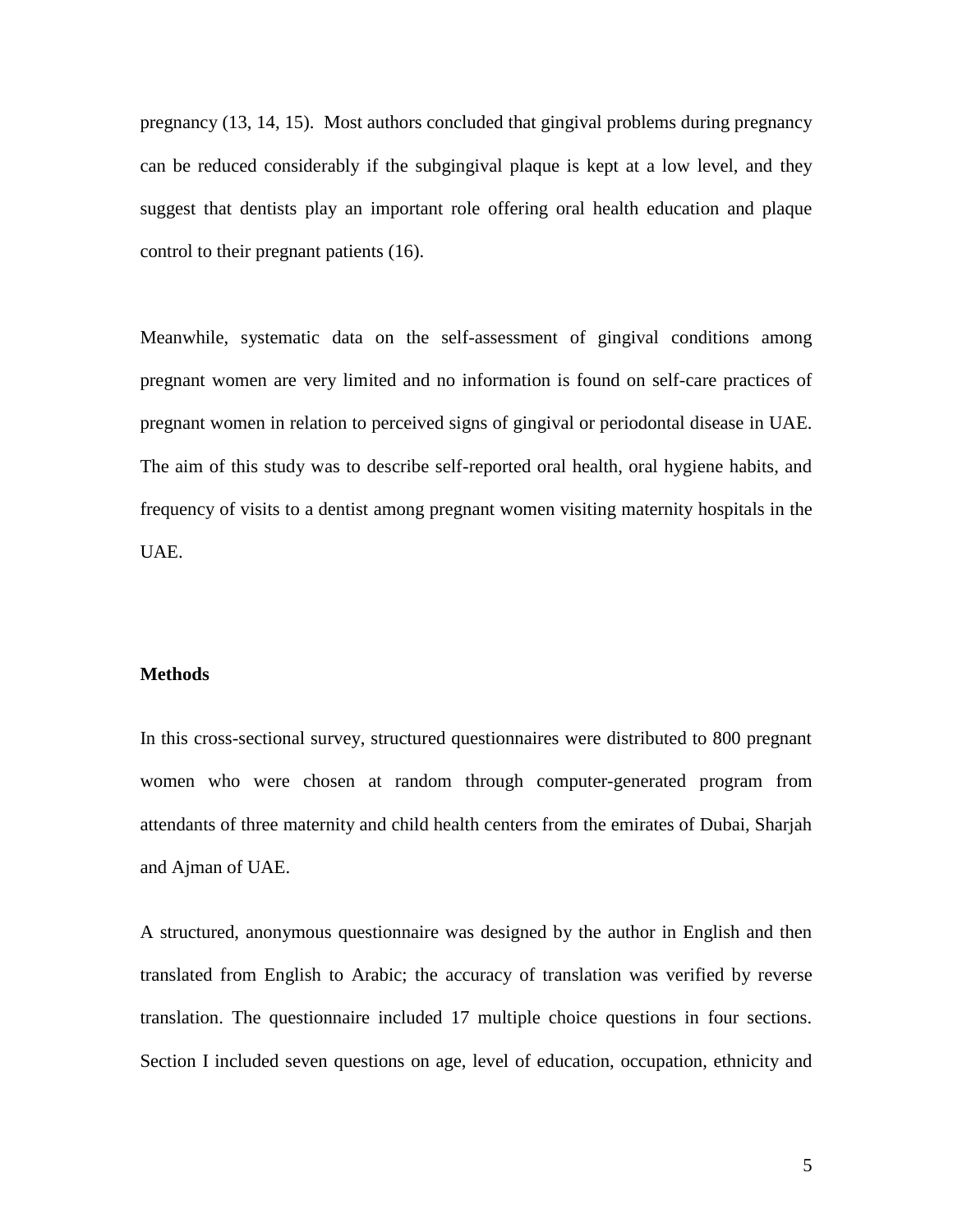pregnancy (13, 14, 15). Most authors concluded that gingival problems during pregnancy can be reduced considerably if the subgingival plaque is kept at a low level, and they suggest that dentists play an important role offering oral health education and plaque control to their pregnant patients (16).

Meanwhile, systematic data on the self-assessment of gingival conditions among pregnant women are very limited and no information is found on self-care practices of pregnant women in relation to perceived signs of gingival or periodontal disease in UAE. The aim of this study was to describe self-reported oral health, oral hygiene habits, and frequency of visits to a dentist among pregnant women visiting maternity hospitals in the UAE.

**Methods**

In this cross-sectional survey, structured questionnaires were distributed to 800 pregnant women who were chosen at random through computer-generated program from attendants of three maternity and child health centers from the emirates of Dubai, Sharjah and Ajman of UAE.

A structured, anonymous questionnaire was designed by the author in English and then translated from English to Arabic; the accuracy of translation was verified by reverse translation. The questionnaire included 17 multiple choice questions in four sections. Section I included seven questions on age, level of education, occupation, ethnicity and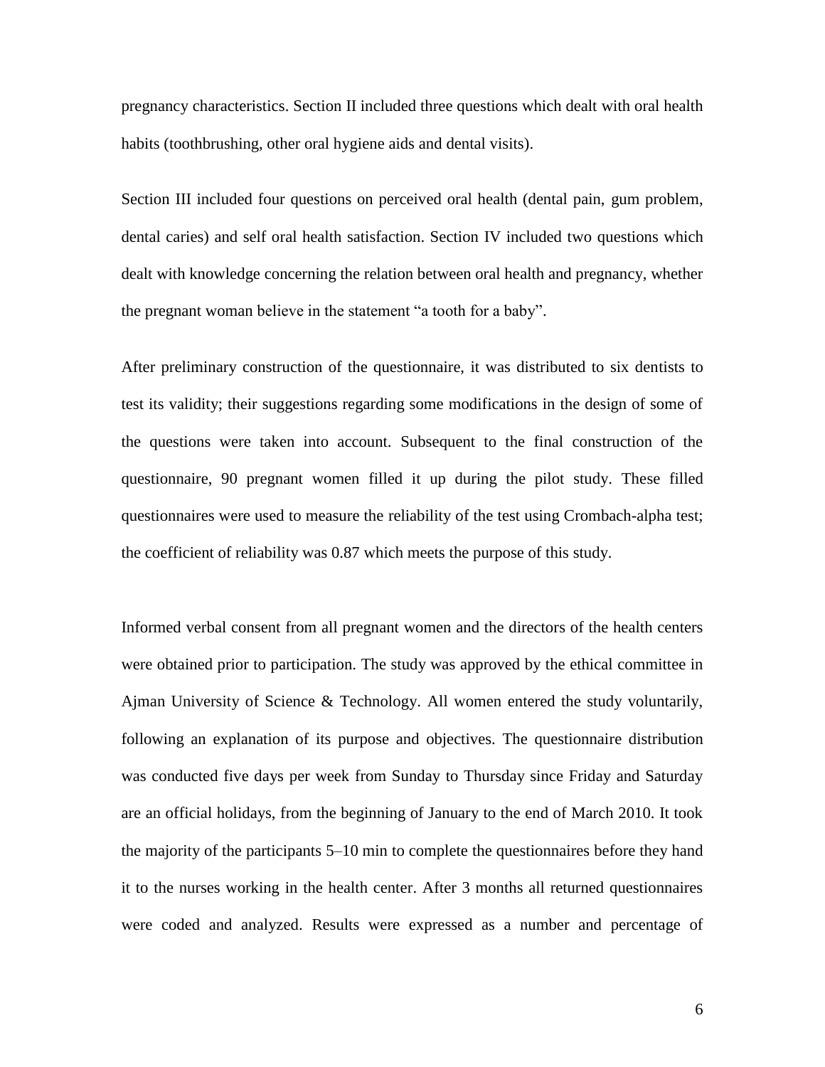pregnancy characteristics. Section II included three questions which dealt with oral health habits (toothbrushing, other oral hygiene aids and dental visits).

Section III included four questions on perceived oral health (dental pain, gum problem, dental caries) and self oral health satisfaction. Section IV included two questions which dealt with knowledge concerning the relation between oral health and pregnancy, whether the pregnant woman believe in the statement "a tooth for a baby".

After preliminary construction of the questionnaire, it was distributed to six dentists to test its validity; their suggestions regarding some modifications in the design of some of the questions were taken into account. Subsequent to the final construction of the questionnaire, 90 pregnant women filled it up during the pilot study. These filled questionnaires were used to measure the reliability of the test using Crombach-alpha test; the coefficient of reliability was 0.87 which meets the purpose of this study.

Informed verbal consent from all pregnant women and the directors of the health centers were obtained prior to participation. The study was approved by the ethical committee in Ajman University of Science & Technology. All women entered the study voluntarily, following an explanation of its purpose and objectives. The questionnaire distribution was conducted five days per week from Sunday to Thursday since Friday and Saturday are an official holidays, from the beginning of January to the end of March 2010. It took the majority of the participants 5–10 min to complete the questionnaires before they hand it to the nurses working in the health center. After 3 months all returned questionnaires were coded and analyzed. Results were expressed as a number and percentage of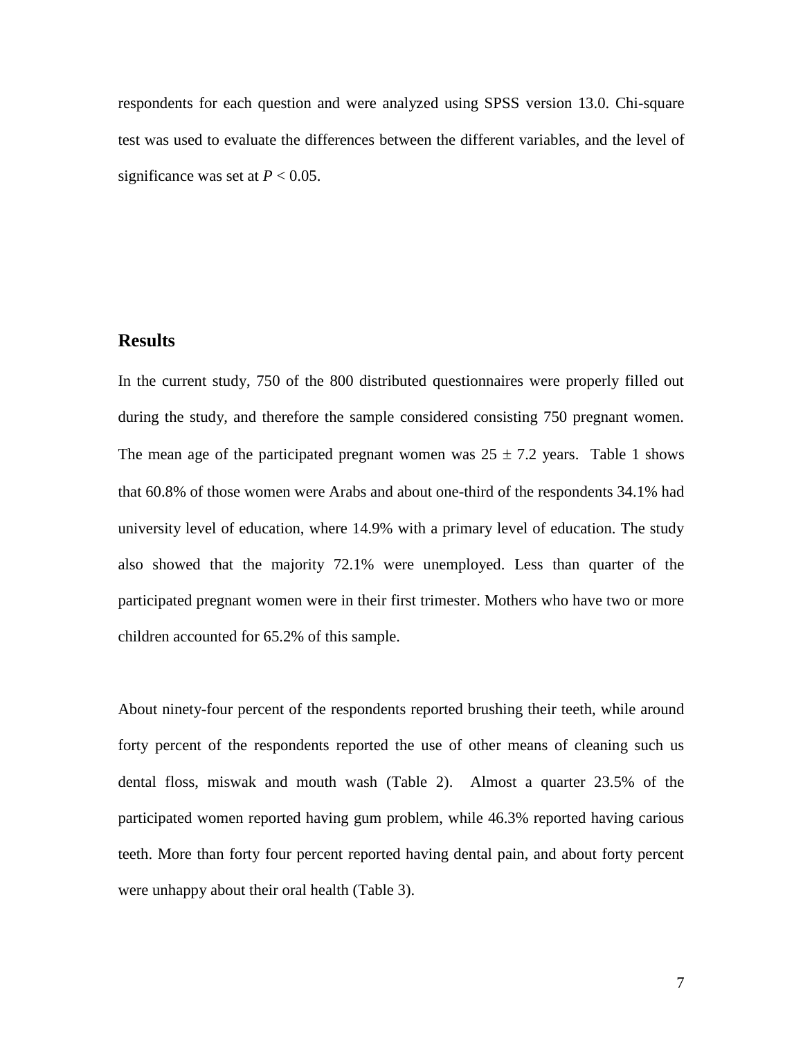respondents for each question and were analyzed using SPSS version 13.0. Chi-square test was used to evaluate the differences between the different variables, and the level of significance was set at $P < 0.05$.

## Results

In the current study, 750 of the 800 distributed questionnaires were properly filled out during the study, and therefore the sample considered consisting 750 pregnant women. The mean age of the participated pregnant women was $25 \pm 7.2$ years. Table 1 shows that 60.8% of those women were Arabs and about one-third of the respondents 34.1% had university level of education, where 14.9% with a primary level of education. The study also showed that the majority 72.1% were unemployed. Less than quarter of the participated pregnant women were in their first trimester. Mothers who have two or more children accounted for 65.2% of this sample.

About ninety-four percent of the respondents reported brushing their teeth, while around forty percent of the respondents reported the use of other means of cleaning such us dental floss, miswak and mouth wash (Table 2). Almost a quarter 23.5% of the participated women reported having gum problem, while 46.3% reported having carious teeth. More than forty four percent reported having dental pain, and about forty percent were unhappy about their oral health (Table 3).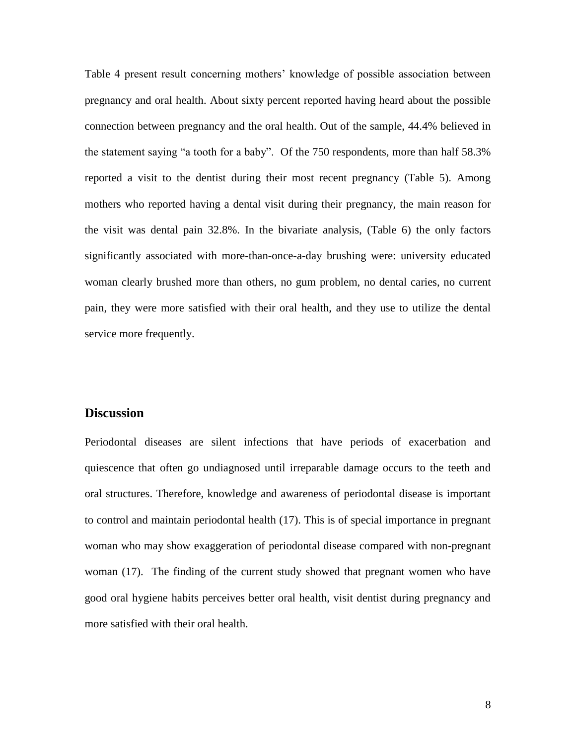Table 4 present result concerning mothers' knowledge of possible association between pregnancy and oral health. About sixty percent reported having heard about the possible connection between pregnancy and the oral health. Out of the sample, 44.4% believed in the statement saying "a tooth for a baby". Of the 750 respondents, more than half 58.3% reported a visit to the dentist during their most recent pregnancy (Table 5). Among mothers who reported having a dental visit during their pregnancy, the main reason for the visit was dental pain 32.8%. In the bivariate analysis, (Table 6) the only factors significantly associated with more-than-once-a-day brushing were: university educated woman clearly brushed more than others, no gum problem, no dental caries, no current pain, they were more satisfied with their oral health, and they use to utilize the dental service more frequently.

## Discussion

Periodontal diseases are silent infections that have periods of exacerbation and quiescence that often go undiagnosed until irreparable damage occurs to the teeth and oral structures. Therefore, knowledge and awareness of periodontal disease is important to control and maintain periodontal health (17). This is of special importance in pregnant woman who may show exaggeration of periodontal disease compared with non-pregnant woman (17). The finding of the current study showed that pregnant women who have good oral hygiene habits perceives better oral health, visit dentist during pregnancy and more satisfied with their oral health.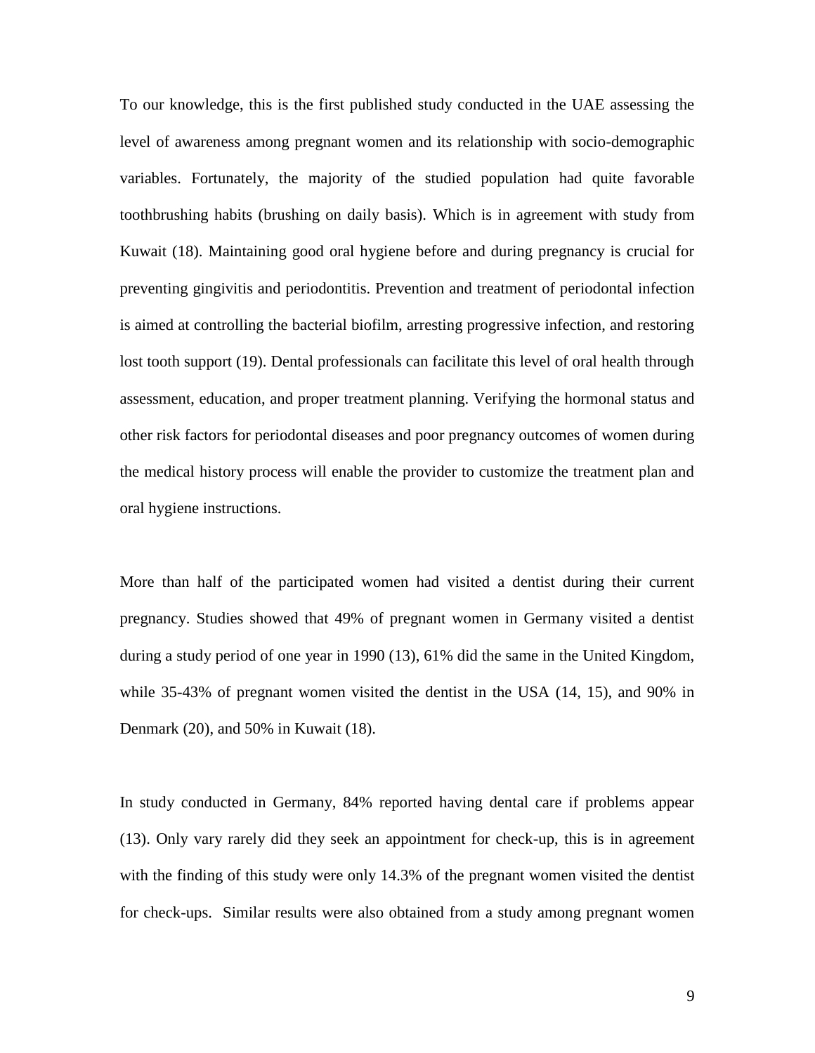To our knowledge, this is the first published study conducted in the UAE assessing the level of awareness among pregnant women and its relationship with socio-demographic variables. Fortunately, the majority of the studied population had quite favorable toothbrushing habits (brushing on daily basis). Which is in agreement with study from Kuwait (18). Maintaining good oral hygiene before and during pregnancy is crucial for preventing gingivitis and periodontitis. Prevention and treatment of periodontal infection is aimed at controlling the bacterial biofilm, arresting progressive infection, and restoring lost tooth support (19). Dental professionals can facilitate this level of oral health through assessment, education, and proper treatment planning. Verifying the hormonal status and other risk factors for periodontal diseases and poor pregnancy outcomes of women during the medical history process will enable the provider to customize the treatment plan and oral hygiene instructions.

More than half of the participated women had visited a dentist during their current pregnancy. Studies showed that 49% of pregnant women in Germany visited a dentist during a study period of one year in 1990 (13), 61% did the same in the United Kingdom, while 35-43% of pregnant women visited the dentist in the USA (14, 15), and 90% in Denmark (20), and 50% in Kuwait (18).

In study conducted in Germany, 84% reported having dental care if problems appear (13). Only vary rarely did they seek an appointment for check-up, this is in agreement with the finding of this study were only 14.3% of the pregnant women visited the dentist for check-ups. Similar results were also obtained from a study among pregnant women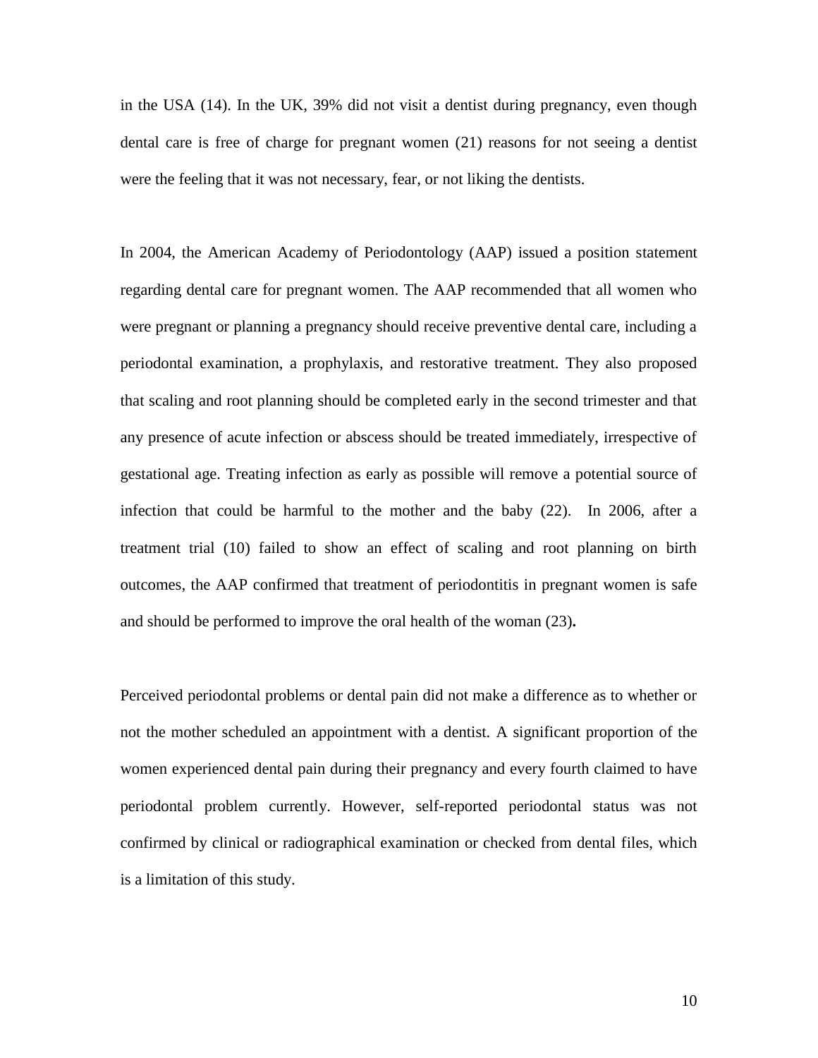in the USA (14). In the UK, 39% did not visit a dentist during pregnancy, even though dental care is free of charge for pregnant women (21) reasons for not seeing a dentist were the feeling that it was not necessary, fear, or not liking the dentists.

In 2004, the American Academy of Periodontology (AAP) issued a position statement regarding dental care for pregnant women. The AAP recommended that all women who were pregnant or planning a pregnancy should receive preventive dental care, including a periodontal examination, a prophylaxis, and restorative treatment. They also proposed that scaling and root planning should be completed early in the second trimester and that any presence of acute infection or abscess should be treated immediately, irrespective of gestational age. Treating infection as early as possible will remove a potential source of infection that could be harmful to the mother and the baby (22). In 2006, after a treatment trial (10) failed to show an effect of scaling and root planning on birth outcomes, the AAP confirmed that treatment of periodontitis in pregnant women is safe and should be performed to improve the oral health of the woman (23)**.**

Perceived periodontal problems or dental pain did not make a difference as to whether or not the mother scheduled an appointment with a dentist. A significant proportion of the women experienced dental pain during their pregnancy and every fourth claimed to have periodontal problem currently. However, self-reported periodontal status was not confirmed by clinical or radiographical examination or checked from dental files, which is a limitation of this study.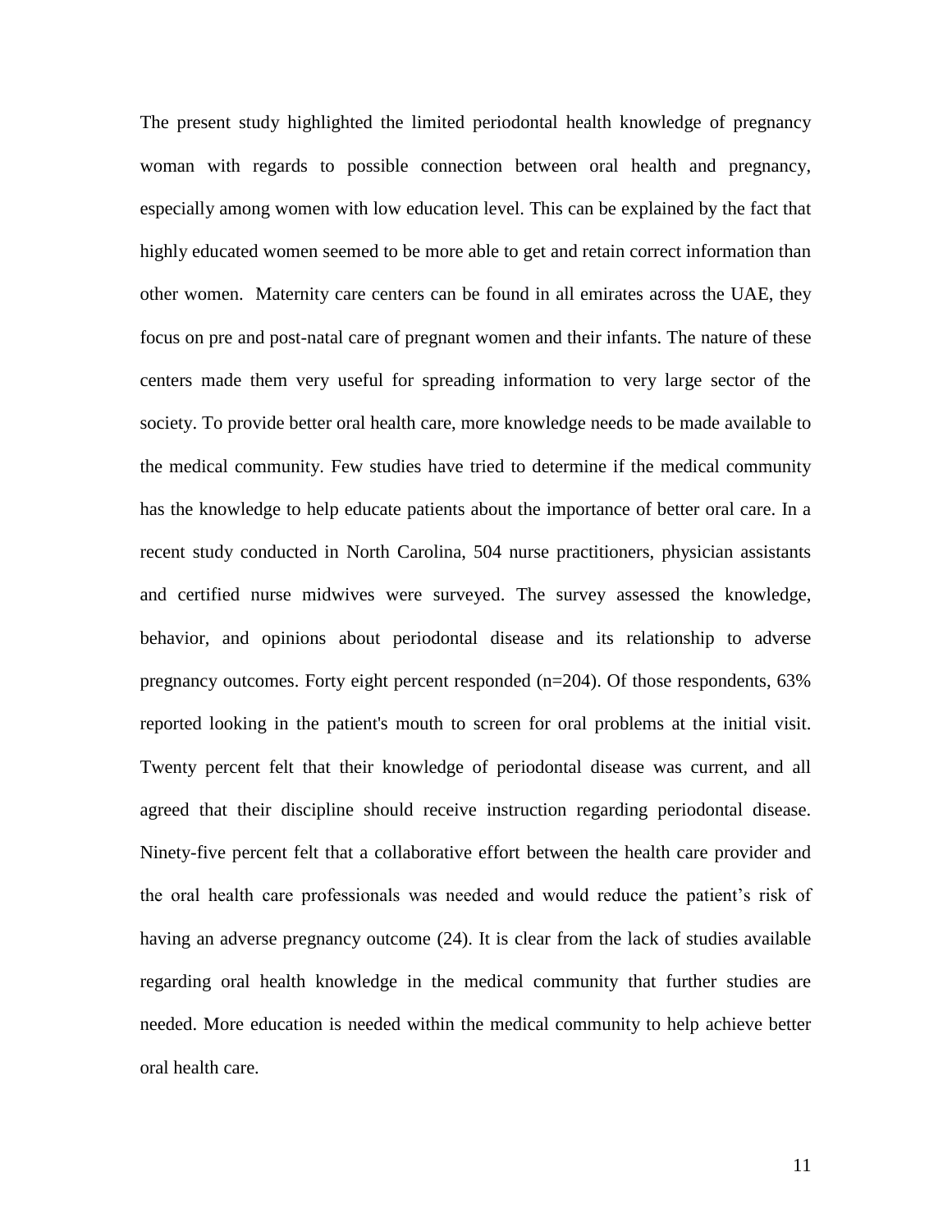The present study highlighted the limited periodontal health knowledge of pregnancy woman with regards to possible connection between oral health and pregnancy, especially among women with low education level. This can be explained by the fact that highly educated women seemed to be more able to get and retain correct information than other women. Maternity care centers can be found in all emirates across the UAE, they focus on pre and post-natal care of pregnant women and their infants. The nature of these centers made them very useful for spreading information to very large sector of the society. To provide better oral health care, more knowledge needs to be made available to the medical community. Few studies have tried to determine if the medical community has the knowledge to help educate patients about the importance of better oral care. In a recent study conducted in North Carolina, 504 nurse practitioners, physician assistants and certified nurse midwives were surveyed. The survey assessed the knowledge, behavior, and opinions about periodontal disease and its relationship to adverse pregnancy outcomes. Forty eight percent responded (n=204). Of those respondents, 63% reported looking in the patient's mouth to screen for oral problems at the initial visit. Twenty percent felt that their knowledge of periodontal disease was current, and all agreed that their discipline should receive instruction regarding periodontal disease. Ninety-five percent felt that a collaborative effort between the health care provider and the oral health care professionals was needed and would reduce the patient's risk of having an adverse pregnancy outcome (24). It is clear from the lack of studies available regarding oral health knowledge in the medical community that further studies are needed. More education is needed within the medical community to help achieve better oral health care.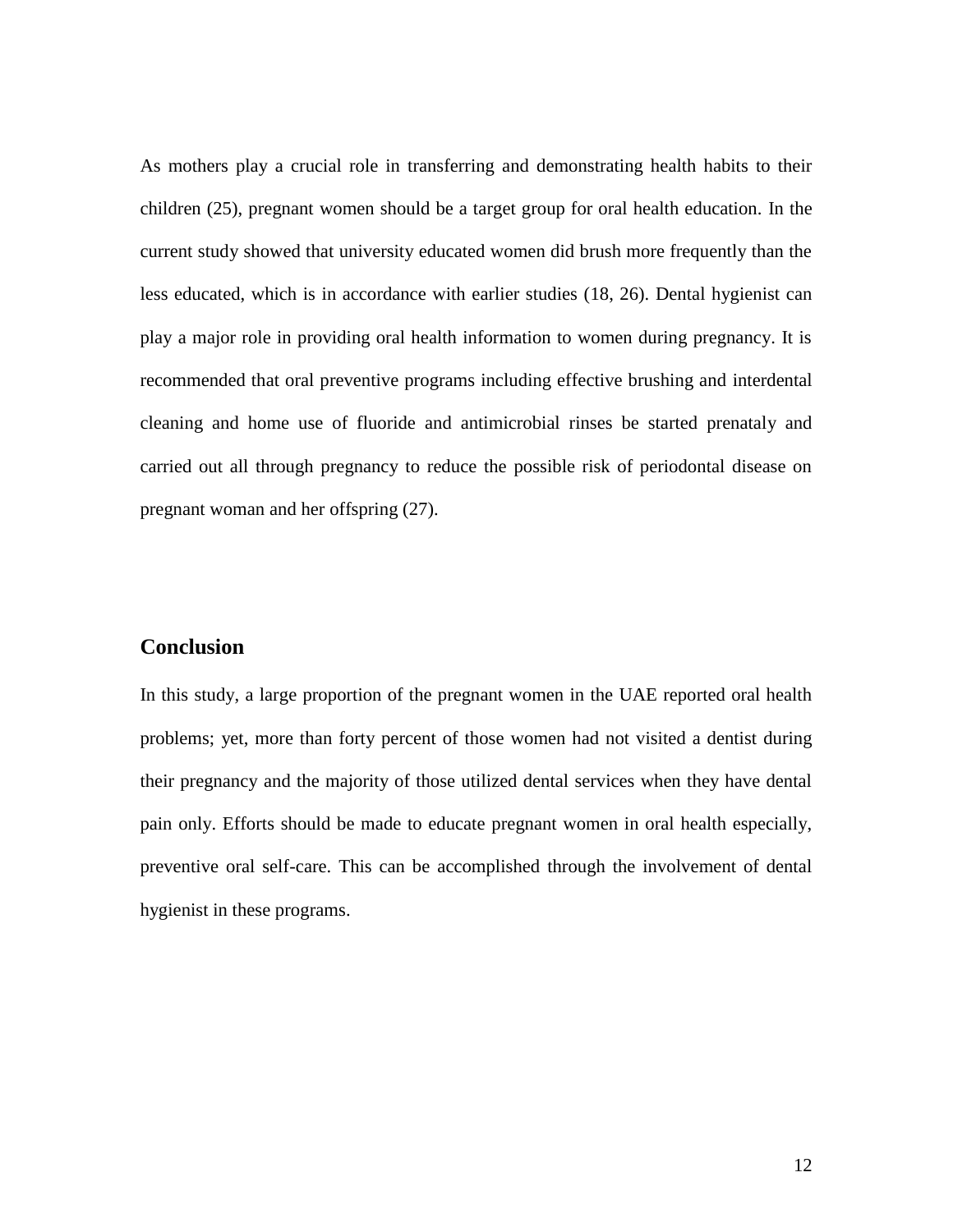As mothers play a crucial role in transferring and demonstrating health habits to their children (25), pregnant women should be a target group for oral health education. In the current study showed that university educated women did brush more frequently than the less educated, which is in accordance with earlier studies (18, 26). Dental hygienist can play a major role in providing oral health information to women during pregnancy. It is recommended that oral preventive programs including effective brushing and interdental cleaning and home use of fluoride and antimicrobial rinses be started prenataly and carried out all through pregnancy to reduce the possible risk of periodontal disease on pregnant woman and her offspring (27).

## Conclusion

In this study, a large proportion of the pregnant women in the UAE reported oral health problems; yet, more than forty percent of those women had not visited a dentist during their pregnancy and the majority of those utilized dental services when they have dental pain only. Efforts should be made to educate pregnant women in oral health especially, preventive oral self-care. This can be accomplished through the involvement of dental hygienist in these programs.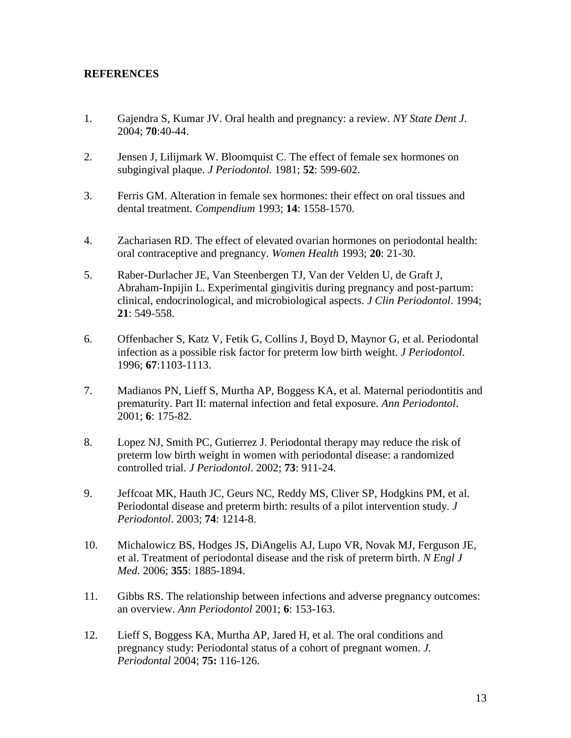**REFERENCES**

1. Gajendra S, Kumar JV. Oral health and pregnancy: a review. *NY State Dent J*. 2004; **70**:40-44.

2. Jensen J, Lilijmark W. Bloomquist C. The effect of female sex hormones on subgingival plaque. *J Periodontol.* 1981; **52**: 599-602.

3. Ferris GM. Alteration in female sex hormones: their effect on oral tissues and dental treatment. *Compendium* 1993; **14**: 1558-1570.

4. Zachariasen RD. The effect of elevated ovarian hormones on periodontal health: oral contraceptive and pregnancy. *Women Health* 1993; **20**: 21-30.

5. Raber-Durlacher JE, Van Steenbergen TJ, Van der Velden U, de Graft J, Abraham-Inpijin L. Experimental gingivitis during pregnancy and post-partum: clinical, endocrinological, and microbiological aspects. *J Clin Periodontol*. 1994; **21**: 549-558.

6. Offenbacher S, Katz V, Fetik G, Collins J, Boyd D, Maynor G, et al. Periodontal infection as a possible risk factor for preterm low birth weight. *J Periodontol*. 1996; **67**:1103-1113.

7. Madianos PN, Lieff S, Murtha AP, Boggess KA, et al. Maternal periodontitis and prematurity. Part II: maternal infection and fetal exposure. *Ann Periodontol*. 2001; **6**: 175-82.

8. Lopez NJ, Smith PC, Gutierrez J. Periodontal therapy may reduce the risk of preterm low birth weight in women with periodontal disease: a randomized controlled trial. *J Periodontol*. 2002; **73**: 911-24.

9. Jeffcoat MK, Hauth JC, Geurs NC, Reddy MS, Cliver SP, Hodgkins PM, et al. Periodontal disease and preterm birth: results of a pilot intervention study. *J Periodontol*. 2003; **74**: 1214-8.

10. Michalowicz BS, Hodges JS, DiAngelis AJ, Lupo VR, Novak MJ, Ferguson JE, et al. Treatment of periodontal disease and the risk of preterm birth. *N Engl J Med*. 2006; **355**: 1885-1894.

11. Gibbs RS. The relationship between infections and adverse pregnancy outcomes: an overview. *Ann Periodontol* 2001; **6**: 153-163.

12. Lieff S, Boggess KA, Murtha AP, Jared H, et al. The oral conditions and pregnancy study: Periodontal status of a cohort of pregnant women. *J. Periodontal* 2004; **75:** 116-126.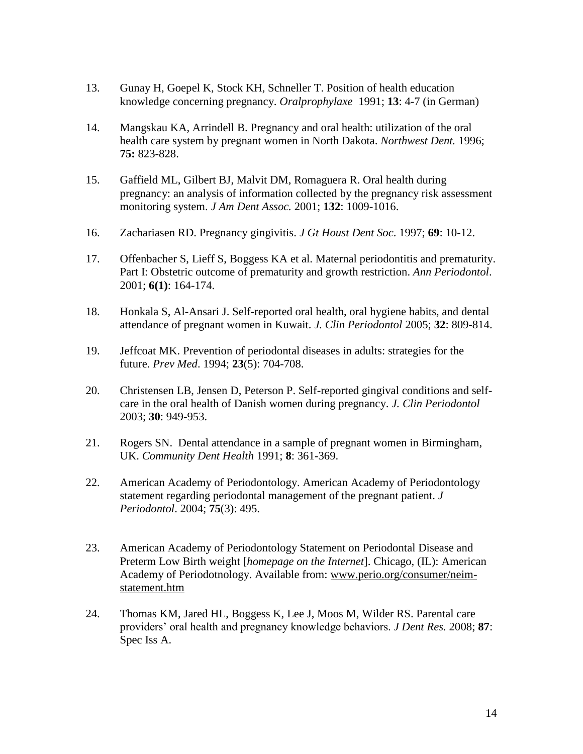13. Gunay H, Goepel K, Stock KH, Schneller T. Position of health education knowledge concerning pregnancy. *Oralprophylaxe* 1991; **13**: 4-7 (in German)

14. Mangskau KA, Arrindell B. Pregnancy and oral health: utilization of the oral health care system by pregnant women in North Dakota. *Northwest Dent.* 1996; **75:** 823-828.

15. Gaffield ML, Gilbert BJ, Malvit DM, Romaguera R. Oral health during pregnancy: an analysis of information collected by the pregnancy risk assessment monitoring system. *J Am Dent Assoc.* 2001; **132**: 1009-1016.

16. Zachariasen RD. Pregnancy gingivitis. *J Gt Houst Dent Soc*. 1997; **69**: 10-12.

17. Offenbacher S, Lieff S, Boggess KA et al. Maternal periodontitis and prematurity. Part I: Obstetric outcome of prematurity and growth restriction. *Ann Periodontol*. 2001; **6(1)**: 164-174.

18. Honkala S, Al-Ansari J. Self-reported oral health, oral hygiene habits, and dental attendance of pregnant women in Kuwait. *J. Clin Periodontol* 2005; **32**: 809-814.

19. Jeffcoat MK. Prevention of periodontal diseases in adults: strategies for the future. *Prev Med*. 1994; **23**(5): 704-708.

20. Christensen LB, Jensen D, Peterson P. Self-reported gingival conditions and self-care in the oral health of Danish women during pregnancy. *J. Clin Periodontol* 2003; **30**: 949-953.

21. Rogers SN. Dental attendance in a sample of pregnant women in Birmingham, UK. *Community Dent Health* 1991; **8**: 361-369.

22. American Academy of Periodontology. American Academy of Periodontology statement regarding periodontal management of the pregnant patient. *J Periodontol*. 2004; **75**(3): 495.

23. American Academy of Periodontology Statement on Periodontal Disease and Preterm Low Birth weight [*homepage on the Internet*]. Chicago, (IL): American Academy of Periodotnology. Available from: www.perio.org/consumer/neim-statement.htm

24. Thomas KM, Jared HL, Boggess K, Lee J, Moos M, Wilder RS. Parental care providers' oral health and pregnancy knowledge behaviors. *J Dent Res.* 2008; **87**: Spec Iss A.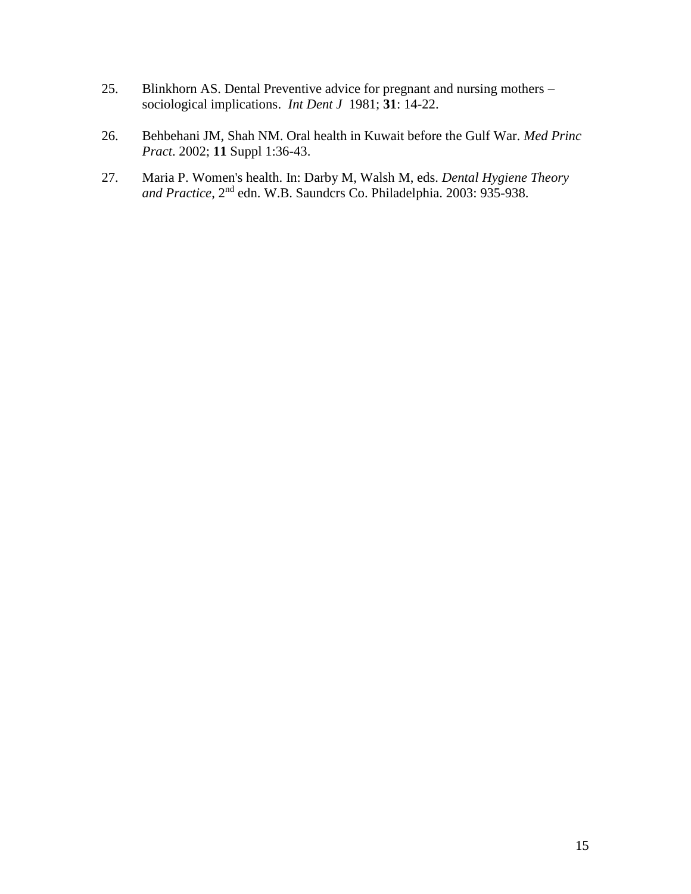25. Blinkhorn AS. Dental Preventive advice for pregnant and nursing mothers – sociological implications. *Int Dent J* 1981; **31**: 14-22.

26. Behbehani JM, Shah NM. Oral health in Kuwait before the Gulf War. *Med Princ Pract*. 2002; **11** Suppl 1:36-43.

27. Maria P. Women's health. In: Darby M, Walsh M, eds. *Dental Hygiene Theory and Practice*, 2nd edn. W.B. Saundcrs Co. Philadelphia. 2003: 935-938.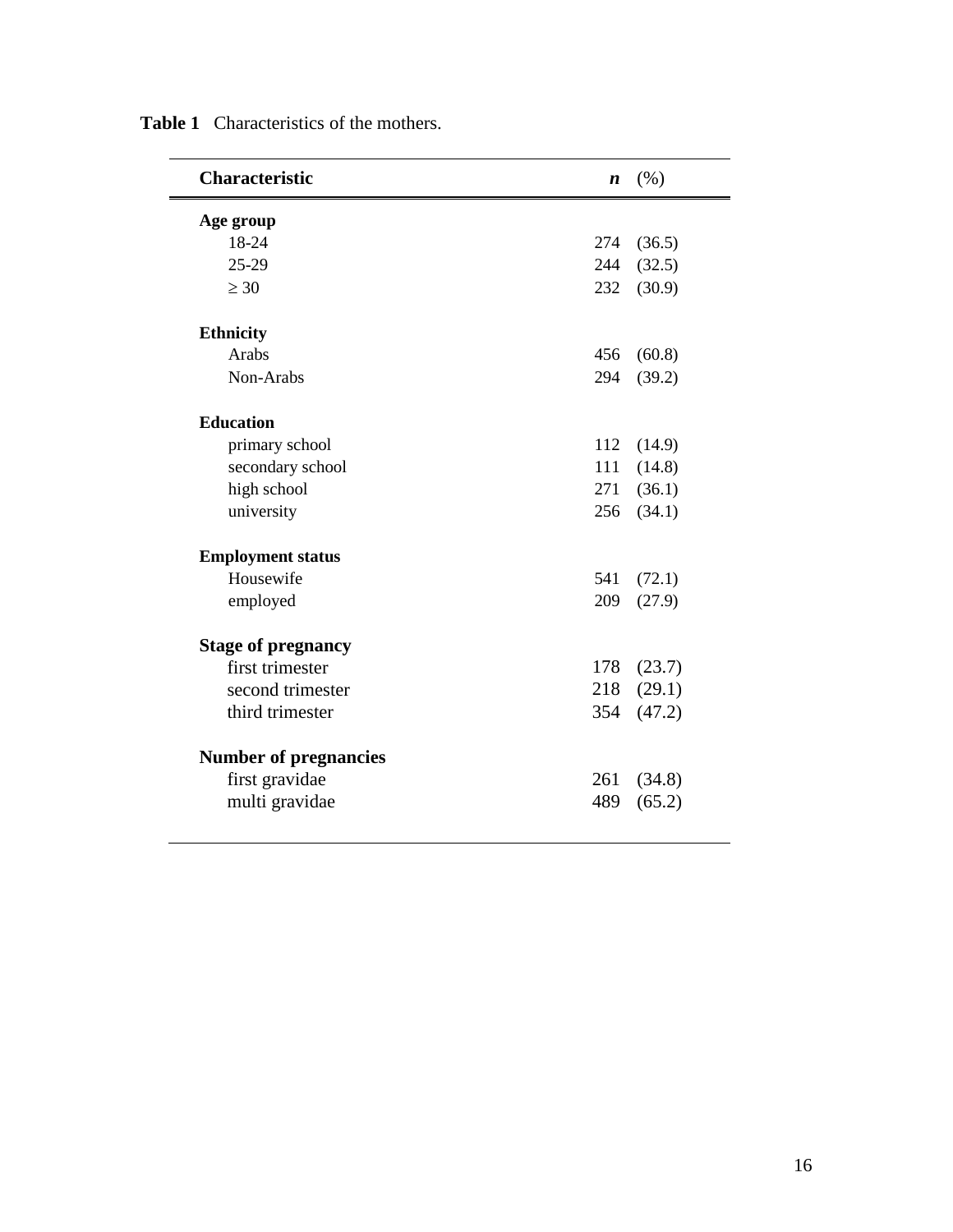**Table 1** Characteristics of the mothers.

| **Characteristic** | ***n*** | (%) |
|---|---|---|
| **Age group** | | |
| 18-24 | 274 | (36.5) |
| 25-29 | 244 | (32.5) |
| ≥ 30 | 232 | (30.9) |
| **Ethnicity** | | |
| Arabs | 456 | (60.8) |
| Non-Arabs | 294 | (39.2) |
| **Education** | | |
| primary school | 112 | (14.9) |
| secondary school | 111 | (14.8) |
| high school | 271 | (36.1) |
| university | 256 | (34.1) |
| **Employment status** | | |
| Housewife | 541 | (72.1) |
| employed | 209 | (27.9) |
| **Stage of pregnancy** | | |
| first trimester | 178 | (23.7) |
| second trimester | 218 | (29.1) |
| third trimester | 354 | (47.2) |
| **Number of pregnancies** | | |
| first gravidae | 261 | (34.8) |
| multi gravidae | 489 | (65.2) |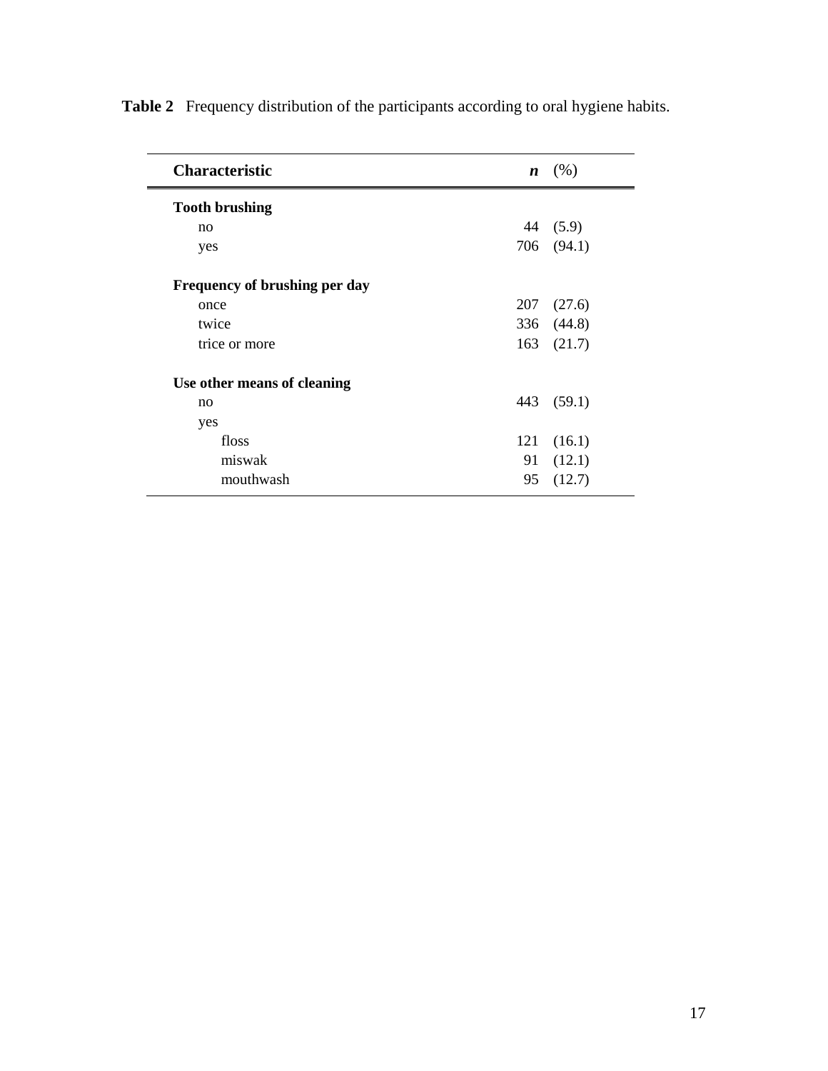**Table 2** Frequency distribution of the participants according to oral hygiene habits.

| **Characteristic** | ***n*** | (%) |
|---|---|---|
| **Tooth brushing** | | |
| no | 44 | (5.9) |
| yes | 706 | (94.1) |
| **Frequency of brushing per day** | | |
| once | 207 | (27.6) |
| twice | 336 | (44.8) |
| trice or more | 163 | (21.7) |
| **Use other means of cleaning** | | |
| no | 443 | (59.1) |
| yes | | |
| floss | 121 | (16.1) |
| miswak | 91 | (12.1) |
| mouthwash | 95 | (12.7) |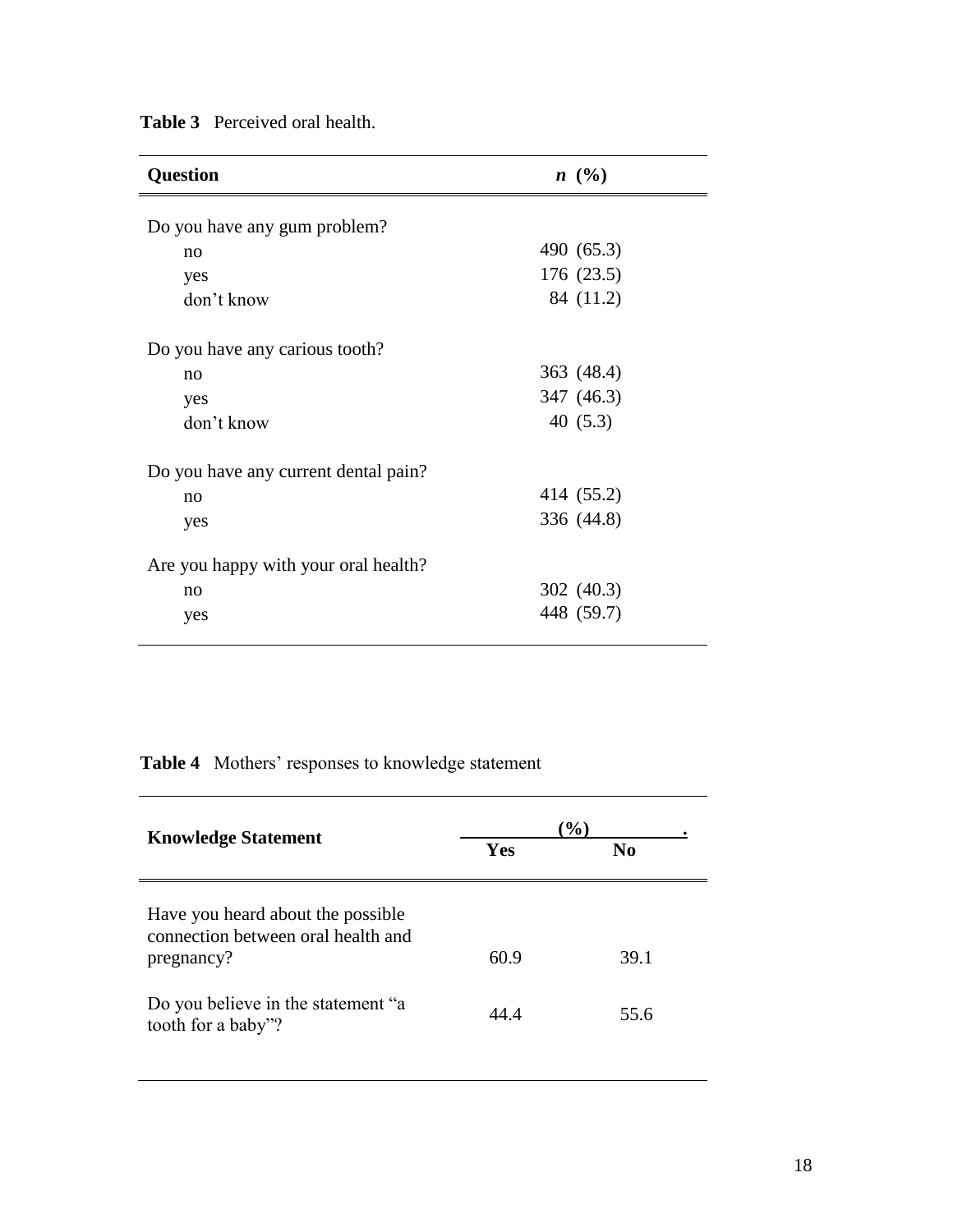**Table 3** Perceived oral health.

| Question | *n* (%) |
|---|---|
| Do you have any gum problem? | |
| no | 490 (65.3) |
| yes | 176 (23.5) |
| don't know | 84 (11.2) |
| Do you have any carious tooth? | |
| no | 363 (48.4) |
| yes | 347 (46.3) |
| don't know | 40 (5.3) |
| Do you have any current dental pain? | |
| no | 414 (55.2) |
| yes | 336 (44.8) |
| Are you happy with your oral health? | |
| no | 302 (40.3) |
| yes | 448 (59.7) |

**Table 4** Mothers' responses to knowledge statement

| Knowledge Statement | (%) | |
|---|---|---|
| | Yes | No |
| Have you heard about the possible connection between oral health and pregnancy? | 60.9 | 39.1 |
| Do you believe in the statement "a tooth for a baby"? | 44.4 | 55.6 |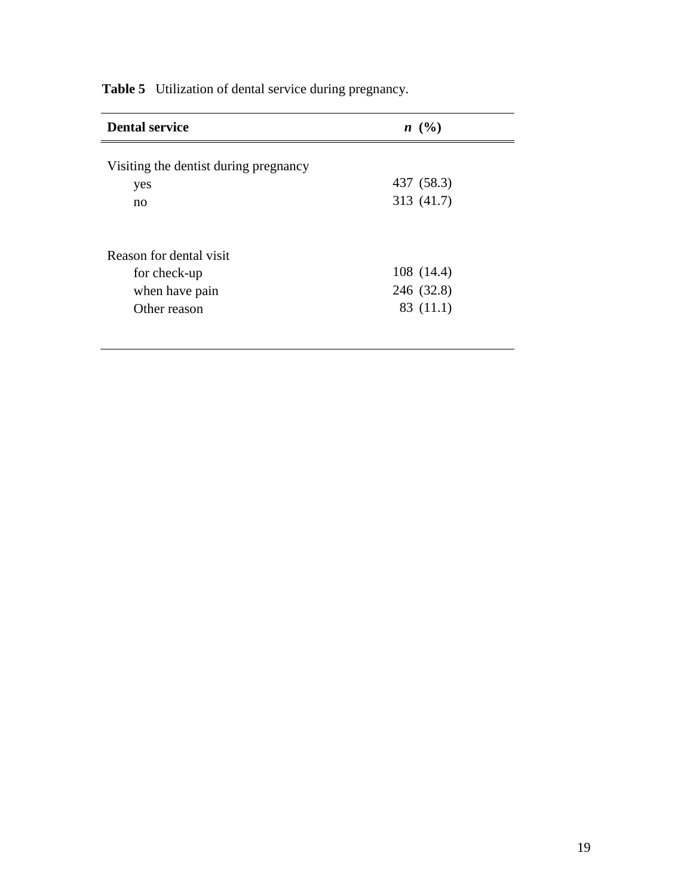**Table 5** Utilization of dental service during pregnancy.

| **Dental service** | ***n* (%)** |
|---|---|
| Visiting the dentist during pregnancy | |
| yes | 437 (58.3) |
| no | 313 (41.7) |
| Reason for dental visit | |
| for check-up | 108 (14.4) |
| when have pain | 246 (32.8) |
| Other reason | 83 (11.1) |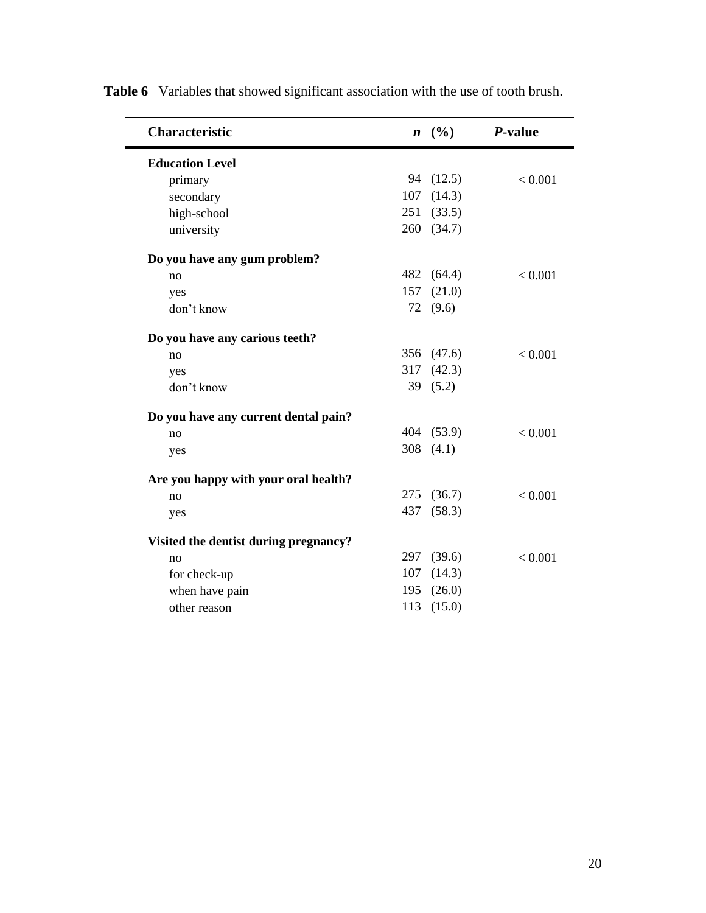**Table 6** Variables that showed significant association with the use of tooth brush.

| Characteristic | *n* (%) | *P*-value |
|---|---|---|
| **Education Level** | | |
| primary | 94 (12.5) | < 0.001 |
| secondary | 107 (14.3) | |
| high-school | 251 (33.5) | |
| university | 260 (34.7) | |
| **Do you have any gum problem?** | | |
| no | 482 (64.4) | < 0.001 |
| yes | 157 (21.0) | |
| don't know | 72 (9.6) | |
| **Do you have any carious teeth?** | | |
| no | 356 (47.6) | < 0.001 |
| yes | 317 (42.3) | |
| don't know | 39 (5.2) | |
| **Do you have any current dental pain?** | | |
| no | 404 (53.9) | < 0.001 |
| yes | 308 (4.1) | |
| **Are you happy with your oral health?** | | |
| no | 275 (36.7) | < 0.001 |
| yes | 437 (58.3) | |
| **Visited the dentist during pregnancy?** | | |
| no | 297 (39.6) | < 0.001 |
| for check-up | 107 (14.3) | |
| when have pain | 195 (26.0) | |
| other reason | 113 (15.0) | |